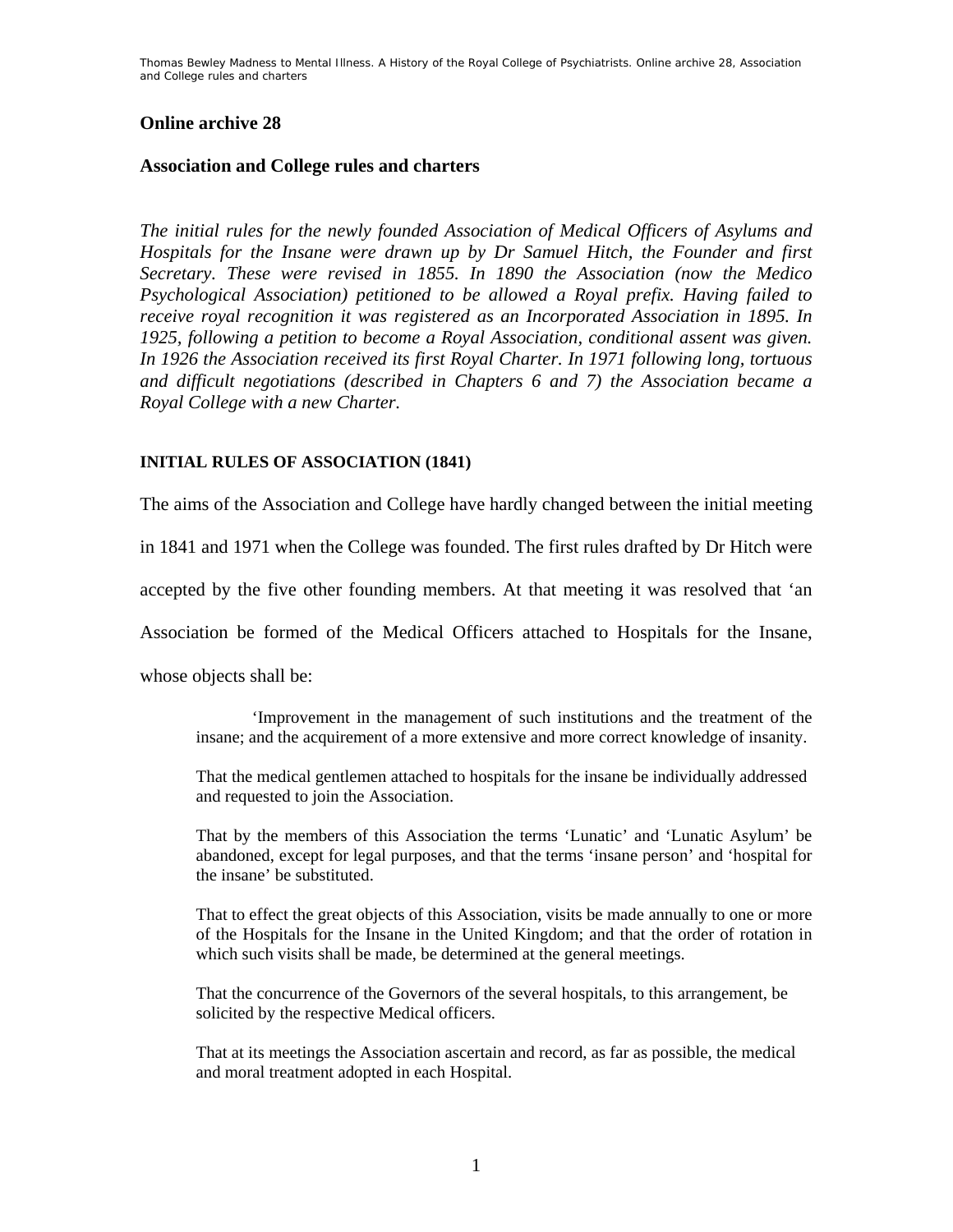## Online archive 28

### Association and College rules and charters

*The initial rules for the newly founded Association of Medical Officers of Asylums and Hospitals for the Insane were drawn up by Dr Samuel Hitch, the Founder and first Secretary. These were revised in 1855. In 1890 the Association (now the Medico Psychological Association) petitioned to be allowed a Royal prefix. Having failed to receive royal recognition it was registered as an Incorporated Association in 1895. In 1925, following a petition to become a Royal Association, conditional assent was given. In 1926 the Association received its first Royal Charter. In 1971 following long, tortuous and difficult negotiations (described in Chapters 6 and 7) the Association became a Royal College with a new Charter.*

#### INITIAL RULES OF ASSOCIATION (1841)

The aims of the Association and College have hardly changed between the initial meeting in 1841 and 1971 when the College was founded. The first rules drafted by Dr Hitch were accepted by the five other founding members. At that meeting it was resolved that 'an Association be formed of the Medical Officers attached to Hospitals for the Insane, whose objects shall be:

> 'Improvement in the management of such institutions and the treatment of the insane; and the acquirement of a more extensive and more correct knowledge of insanity.
>
> That the medical gentlemen attached to hospitals for the insane be individually addressed and requested to join the Association.
>
> That by the members of this Association the terms 'Lunatic' and 'Lunatic Asylum' be abandoned, except for legal purposes, and that the terms 'insane person' and 'hospital for the insane' be substituted.
>
> That to effect the great objects of this Association, visits be made annually to one or more of the Hospitals for the Insane in the United Kingdom; and that the order of rotation in which such visits shall be made, be determined at the general meetings.
>
> That the concurrence of the Governors of the several hospitals, to this arrangement, be solicited by the respective Medical officers.
>
> That at its meetings the Association ascertain and record, as far as possible, the medical and moral treatment adopted in each Hospital.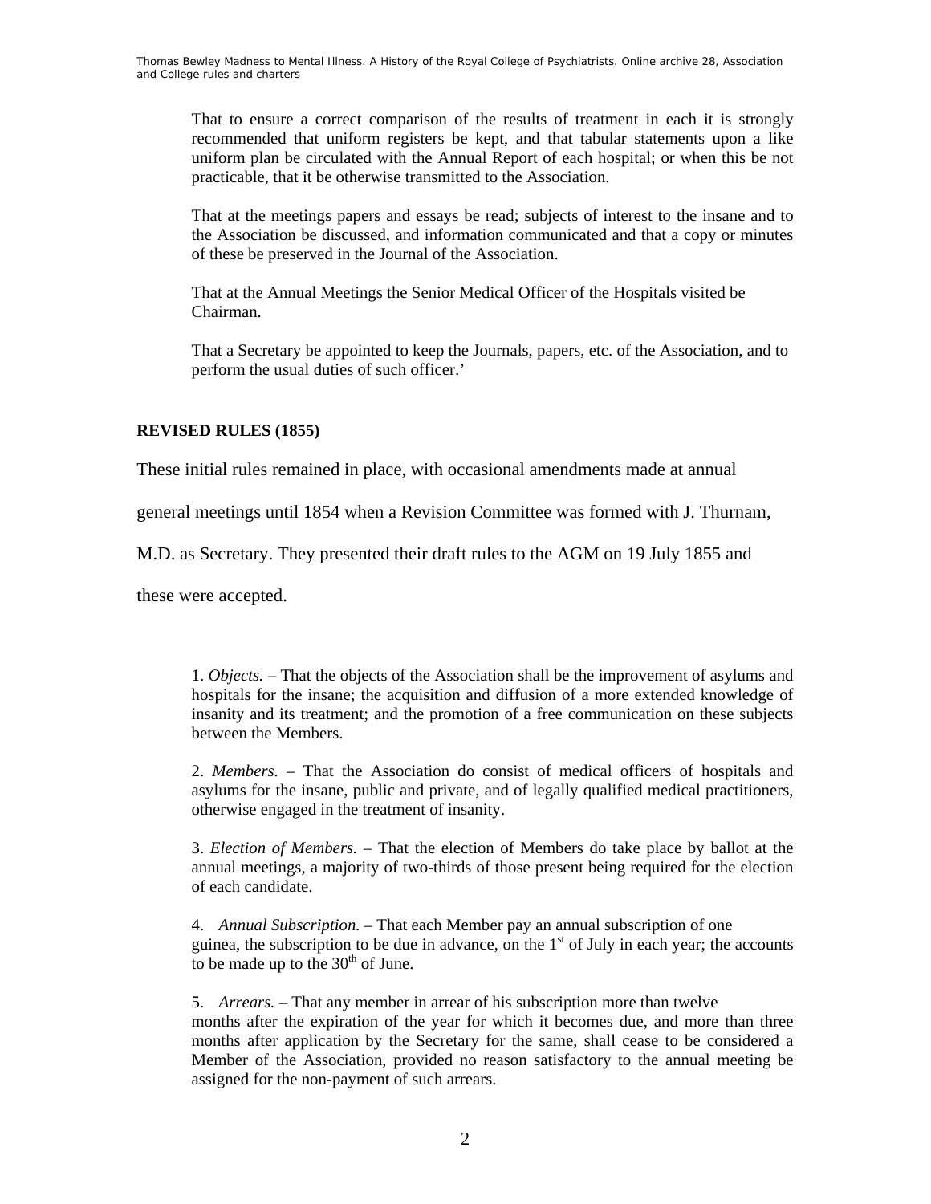That to ensure a correct comparison of the results of treatment in each it is strongly recommended that uniform registers be kept, and that tabular statements upon a like uniform plan be circulated with the Annual Report of each hospital; or when this be not practicable, that it be otherwise transmitted to the Association.

That at the meetings papers and essays be read; subjects of interest to the insane and to the Association be discussed, and information communicated and that a copy or minutes of these be preserved in the Journal of the Association.

That at the Annual Meetings the Senior Medical Officer of the Hospitals visited be Chairman.

That a Secretary be appointed to keep the Journals, papers, etc. of the Association, and to perform the usual duties of such officer.'

**REVISED RULES (1855)**

These initial rules remained in place, with occasional amendments made at annual general meetings until 1854 when a Revision Committee was formed with J. Thurnam, M.D. as Secretary. They presented their draft rules to the AGM on 19 July 1855 and these were accepted.

1. *Objects.* – That the objects of the Association shall be the improvement of asylums and hospitals for the insane; the acquisition and diffusion of a more extended knowledge of insanity and its treatment; and the promotion of a free communication on these subjects between the Members.

2. *Members.* – That the Association do consist of medical officers of hospitals and asylums for the insane, public and private, and of legally qualified medical practitioners, otherwise engaged in the treatment of insanity.

3. *Election of Members.* – That the election of Members do take place by ballot at the annual meetings, a majority of two-thirds of those present being required for the election of each candidate.

4. *Annual Subscription.* – That each Member pay an annual subscription of one guinea, the subscription to be due in advance, on the 1st of July in each year; the accounts to be made up to the 30th of June.

5. *Arrears.* – That any member in arrear of his subscription more than twelve months after the expiration of the year for which it becomes due, and more than three months after application by the Secretary for the same, shall cease to be considered a Member of the Association, provided no reason satisfactory to the annual meeting be assigned for the non-payment of such arrears.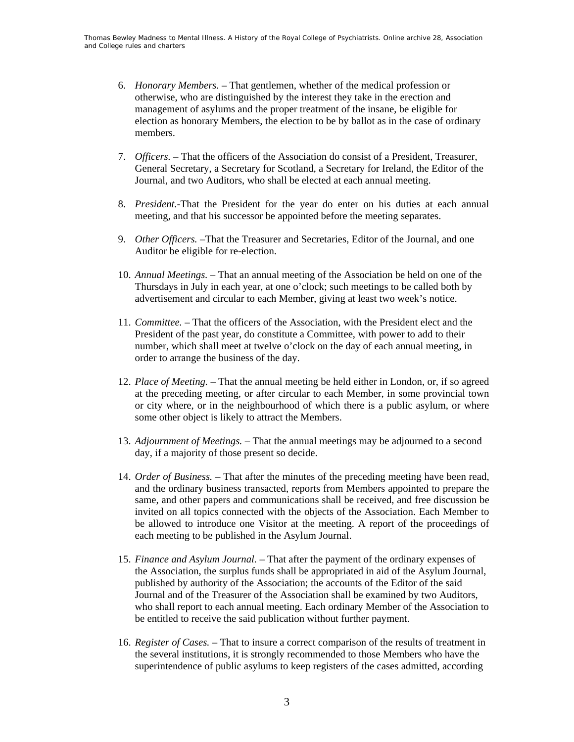6. *Honorary Members.* – That gentlemen, whether of the medical profession or otherwise, who are distinguished by the interest they take in the erection and management of asylums and the proper treatment of the insane, be eligible for election as honorary Members, the election to be by ballot as in the case of ordinary members.

7. *Officers.* – That the officers of the Association do consist of a President, Treasurer, General Secretary, a Secretary for Scotland, a Secretary for Ireland, the Editor of the Journal, and two Auditors, who shall be elected at each annual meeting.

8. *President.*-That the President for the year do enter on his duties at each annual meeting, and that his successor be appointed before the meeting separates.

9. *Other Officers.* –That the Treasurer and Secretaries, Editor of the Journal, and one Auditor be eligible for re-election.

10. *Annual Meetings.* – That an annual meeting of the Association be held on one of the Thursdays in July in each year, at one o'clock; such meetings to be called both by advertisement and circular to each Member, giving at least two week's notice.

11. *Committee.* – That the officers of the Association, with the President elect and the President of the past year, do constitute a Committee, with power to add to their number, which shall meet at twelve o'clock on the day of each annual meeting, in order to arrange the business of the day.

12. *Place of Meeting.* – That the annual meeting be held either in London, or, if so agreed at the preceding meeting, or after circular to each Member, in some provincial town or city where, or in the neighbourhood of which there is a public asylum, or where some other object is likely to attract the Members.

13. *Adjournment of Meetings.* – That the annual meetings may be adjourned to a second day, if a majority of those present so decide.

14. *Order of Business.* – That after the minutes of the preceding meeting have been read, and the ordinary business transacted, reports from Members appointed to prepare the same, and other papers and communications shall be received, and free discussion be invited on all topics connected with the objects of the Association. Each Member to be allowed to introduce one Visitor at the meeting. A report of the proceedings of each meeting to be published in the Asylum Journal.

15. *Finance and Asylum Journal.* – That after the payment of the ordinary expenses of the Association, the surplus funds shall be appropriated in aid of the Asylum Journal, published by authority of the Association; the accounts of the Editor of the said Journal and of the Treasurer of the Association shall be examined by two Auditors, who shall report to each annual meeting. Each ordinary Member of the Association to be entitled to receive the said publication without further payment.

16. *Register of Cases.* – That to insure a correct comparison of the results of treatment in the several institutions, it is strongly recommended to those Members who have the superintendence of public asylums to keep registers of the cases admitted, according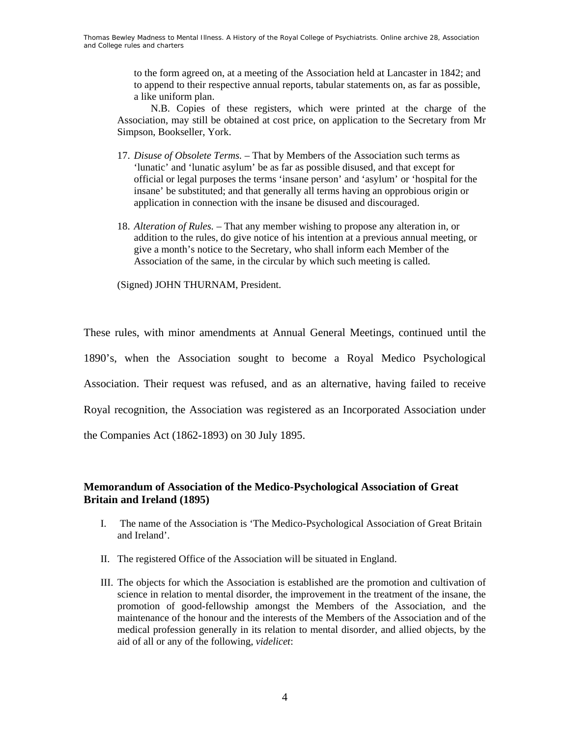to the form agreed on, at a meeting of the Association held at Lancaster in 1842; and to append to their respective annual reports, tabular statements on, as far as possible, a like uniform plan.

N.B. Copies of these registers, which were printed at the charge of the Association, may still be obtained at cost price, on application to the Secretary from Mr Simpson, Bookseller, York.

17. *Disuse of Obsolete Terms.* – That by Members of the Association such terms as 'lunatic' and 'lunatic asylum' be as far as possible disused, and that except for official or legal purposes the terms 'insane person' and 'asylum' or 'hospital for the insane' be substituted; and that generally all terms having an opprobious origin or application in connection with the insane be disused and discouraged.

18. *Alteration of Rules.* – That any member wishing to propose any alteration in, or addition to the rules, do give notice of his intention at a previous annual meeting, or give a month's notice to the Secretary, who shall inform each Member of the Association of the same, in the circular by which such meeting is called.

(Signed) JOHN THURNAM, President.

These rules, with minor amendments at Annual General Meetings, continued until the 1890's, when the Association sought to become a Royal Medico Psychological Association. Their request was refused, and as an alternative, having failed to receive Royal recognition, the Association was registered as an Incorporated Association under the Companies Act (1862-1893) on 30 July 1895.

### Memorandum of Association of the Medico-Psychological Association of Great Britain and Ireland (1895)

I. The name of the Association is 'The Medico-Psychological Association of Great Britain and Ireland'.

II. The registered Office of the Association will be situated in England.

III. The objects for which the Association is established are the promotion and cultivation of science in relation to mental disorder, the improvement in the treatment of the insane, the promotion of good-fellowship amongst the Members of the Association, and the maintenance of the honour and the interests of the Members of the Association and of the medical profession generally in its relation to mental disorder, and allied objects, by the aid of all or any of the following, *videlicet*: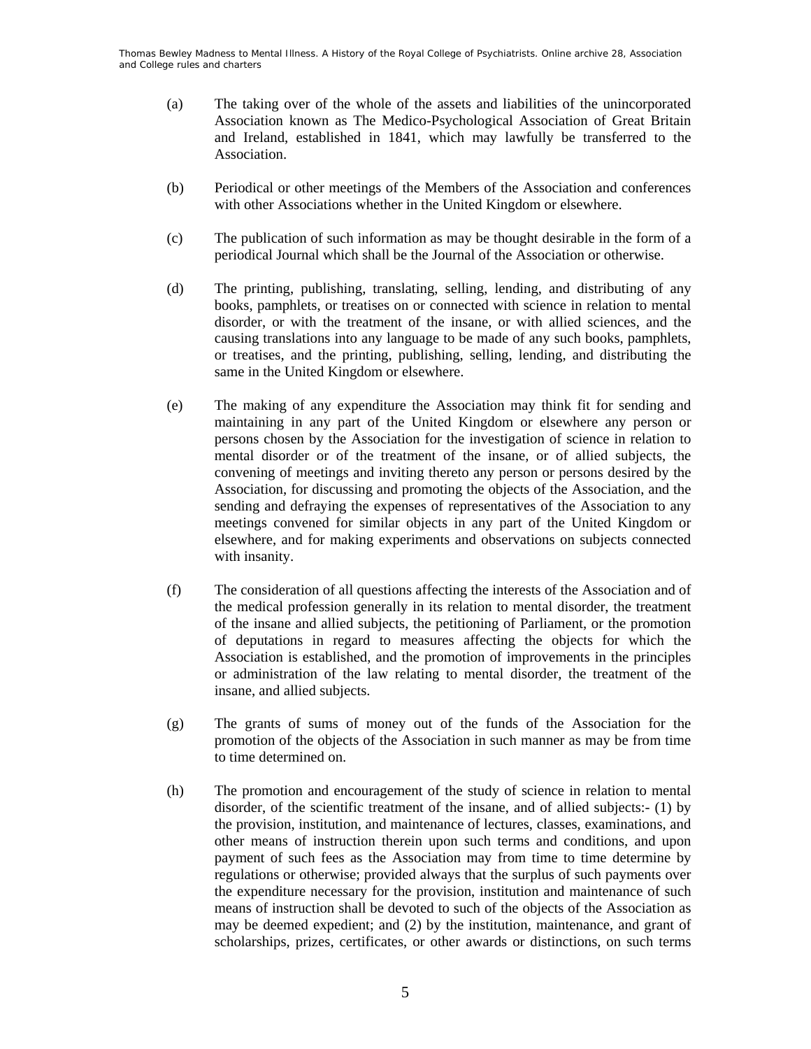(a) The taking over of the whole of the assets and liabilities of the unincorporated Association known as The Medico-Psychological Association of Great Britain and Ireland, established in 1841, which may lawfully be transferred to the Association.

(b) Periodical or other meetings of the Members of the Association and conferences with other Associations whether in the United Kingdom or elsewhere.

(c) The publication of such information as may be thought desirable in the form of a periodical Journal which shall be the Journal of the Association or otherwise.

(d) The printing, publishing, translating, selling, lending, and distributing of any books, pamphlets, or treatises on or connected with science in relation to mental disorder, or with the treatment of the insane, or with allied sciences, and the causing translations into any language to be made of any such books, pamphlets, or treatises, and the printing, publishing, selling, lending, and distributing the same in the United Kingdom or elsewhere.

(e) The making of any expenditure the Association may think fit for sending and maintaining in any part of the United Kingdom or elsewhere any person or persons chosen by the Association for the investigation of science in relation to mental disorder or of the treatment of the insane, or of allied subjects, the convening of meetings and inviting thereto any person or persons desired by the Association, for discussing and promoting the objects of the Association, and the sending and defraying the expenses of representatives of the Association to any meetings convened for similar objects in any part of the United Kingdom or elsewhere, and for making experiments and observations on subjects connected with insanity.

(f) The consideration of all questions affecting the interests of the Association and of the medical profession generally in its relation to mental disorder, the treatment of the insane and allied subjects, the petitioning of Parliament, or the promotion of deputations in regard to measures affecting the objects for which the Association is established, and the promotion of improvements in the principles or administration of the law relating to mental disorder, the treatment of the insane, and allied subjects.

(g) The grants of sums of money out of the funds of the Association for the promotion of the objects of the Association in such manner as may be from time to time determined on.

(h) The promotion and encouragement of the study of science in relation to mental disorder, of the scientific treatment of the insane, and of allied subjects:- (1) by the provision, institution, and maintenance of lectures, classes, examinations, and other means of instruction therein upon such terms and conditions, and upon payment of such fees as the Association may from time to time determine by regulations or otherwise; provided always that the surplus of such payments over the expenditure necessary for the provision, institution and maintenance of such means of instruction shall be devoted to such of the objects of the Association as may be deemed expedient; and (2) by the institution, maintenance, and grant of scholarships, prizes, certificates, or other awards or distinctions, on such terms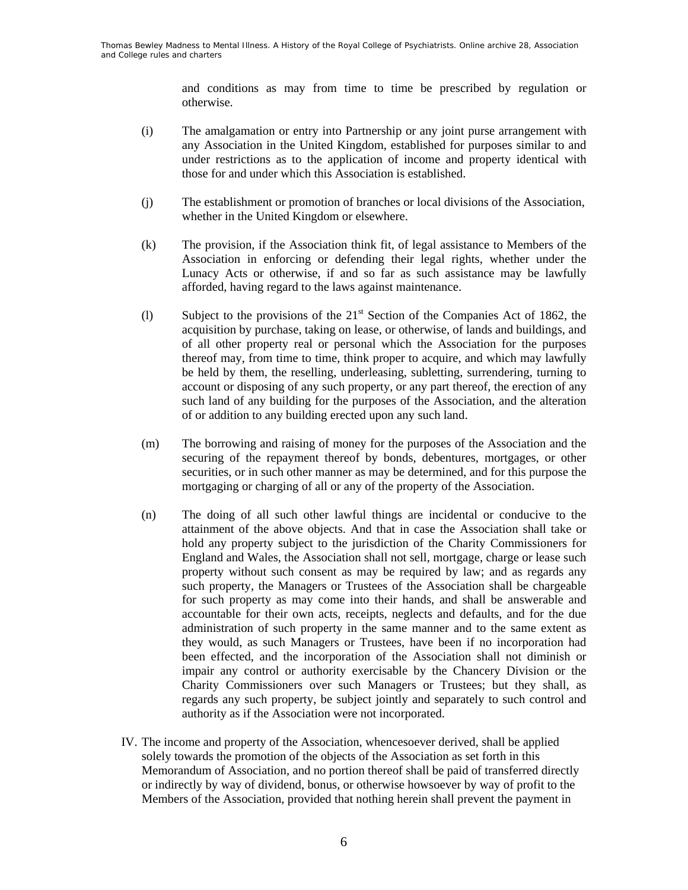and conditions as may from time to time be prescribed by regulation or otherwise.

(i) The amalgamation or entry into Partnership or any joint purse arrangement with any Association in the United Kingdom, established for purposes similar to and under restrictions as to the application of income and property identical with those for and under which this Association is established.

(j) The establishment or promotion of branches or local divisions of the Association, whether in the United Kingdom or elsewhere.

(k) The provision, if the Association think fit, of legal assistance to Members of the Association in enforcing or defending their legal rights, whether under the Lunacy Acts or otherwise, if and so far as such assistance may be lawfully afforded, having regard to the laws against maintenance.

(l) Subject to the provisions of the 21st Section of the Companies Act of 1862, the acquisition by purchase, taking on lease, or otherwise, of lands and buildings, and of all other property real or personal which the Association for the purposes thereof may, from time to time, think proper to acquire, and which may lawfully be held by them, the reselling, underleasing, subletting, surrendering, turning to account or disposing of any such property, or any part thereof, the erection of any such land of any building for the purposes of the Association, and the alteration of or addition to any building erected upon any such land.

(m) The borrowing and raising of money for the purposes of the Association and the securing of the repayment thereof by bonds, debentures, mortgages, or other securities, or in such other manner as may be determined, and for this purpose the mortgaging or charging of all or any of the property of the Association.

(n) The doing of all such other lawful things are incidental or conducive to the attainment of the above objects. And that in case the Association shall take or hold any property subject to the jurisdiction of the Charity Commissioners for England and Wales, the Association shall not sell, mortgage, charge or lease such property without such consent as may be required by law; and as regards any such property, the Managers or Trustees of the Association shall be chargeable for such property as may come into their hands, and shall be answerable and accountable for their own acts, receipts, neglects and defaults, and for the due administration of such property in the same manner and to the same extent as they would, as such Managers or Trustees, have been if no incorporation had been effected, and the incorporation of the Association shall not diminish or impair any control or authority exercisable by the Chancery Division or the Charity Commissioners over such Managers or Trustees; but they shall, as regards any such property, be subject jointly and separately to such control and authority as if the Association were not incorporated.

IV. The income and property of the Association, whencesoever derived, shall be applied solely towards the promotion of the objects of the Association as set forth in this Memorandum of Association, and no portion thereof shall be paid of transferred directly or indirectly by way of dividend, bonus, or otherwise howsoever by way of profit to the Members of the Association, provided that nothing herein shall prevent the payment in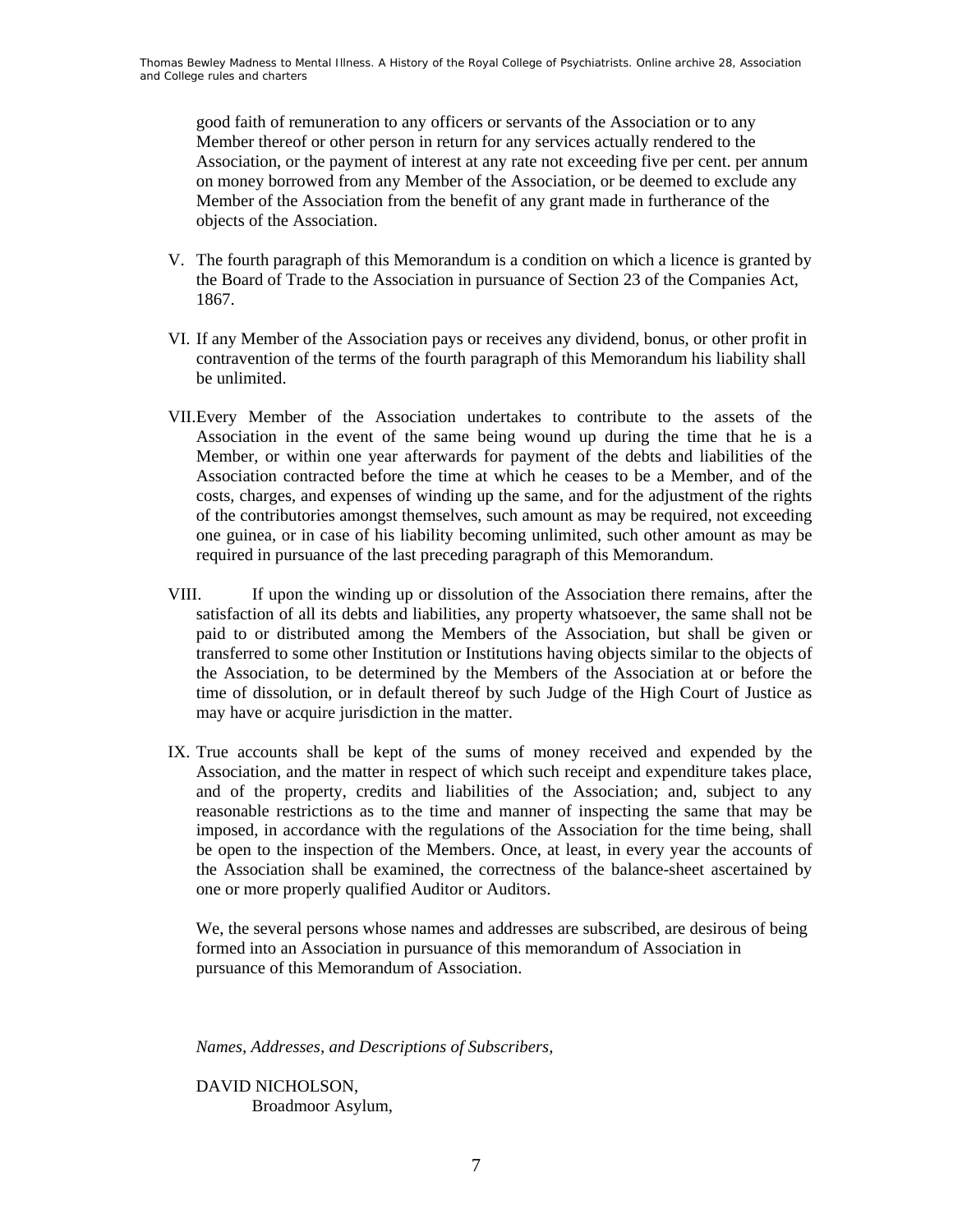good faith of remuneration to any officers or servants of the Association or to any Member thereof or other person in return for any services actually rendered to the Association, or the payment of interest at any rate not exceeding five per cent. per annum on money borrowed from any Member of the Association, or be deemed to exclude any Member of the Association from the benefit of any grant made in furtherance of the objects of the Association.

V. The fourth paragraph of this Memorandum is a condition on which a licence is granted by the Board of Trade to the Association in pursuance of Section 23 of the Companies Act, 1867.

VI. If any Member of the Association pays or receives any dividend, bonus, or other profit in contravention of the terms of the fourth paragraph of this Memorandum his liability shall be unlimited.

VII. Every Member of the Association undertakes to contribute to the assets of the Association in the event of the same being wound up during the time that he is a Member, or within one year afterwards for payment of the debts and liabilities of the Association contracted before the time at which he ceases to be a Member, and of the costs, charges, and expenses of winding up the same, and for the adjustment of the rights of the contributories amongst themselves, such amount as may be required, not exceeding one guinea, or in case of his liability becoming unlimited, such other amount as may be required in pursuance of the last preceding paragraph of this Memorandum.

VIII. If upon the winding up or dissolution of the Association there remains, after the satisfaction of all its debts and liabilities, any property whatsoever, the same shall not be paid to or distributed among the Members of the Association, but shall be given or transferred to some other Institution or Institutions having objects similar to the objects of the Association, to be determined by the Members of the Association at or before the time of dissolution, or in default thereof by such Judge of the High Court of Justice as may have or acquire jurisdiction in the matter.

IX. True accounts shall be kept of the sums of money received and expended by the Association, and the matter in respect of which such receipt and expenditure takes place, and of the property, credits and liabilities of the Association; and, subject to any reasonable restrictions as to the time and manner of inspecting the same that may be imposed, in accordance with the regulations of the Association for the time being, shall be open to the inspection of the Members. Once, at least, in every year the accounts of the Association shall be examined, the correctness of the balance-sheet ascertained by one or more properly qualified Auditor or Auditors.

We, the several persons whose names and addresses are subscribed, are desirous of being formed into an Association in pursuance of this memorandum of Association in pursuance of this Memorandum of Association.

*Names, Addresses, and Descriptions of Subscribers,*

DAVID NICHOLSON,
Broadmoor Asylum,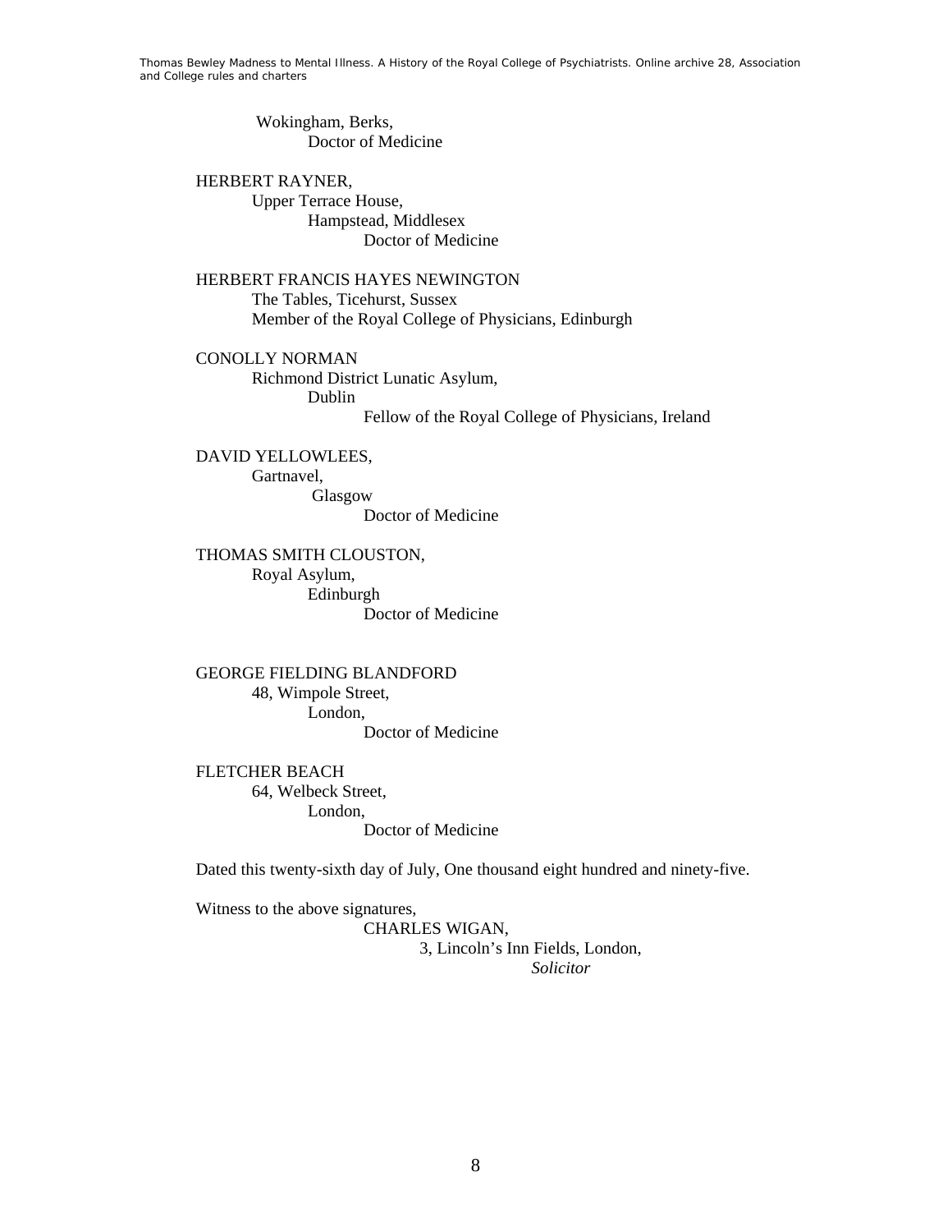Wokingham, Berks,
Doctor of Medicine

HERBERT RAYNER,
Upper Terrace House,
Hampstead, Middlesex
Doctor of Medicine

HERBERT FRANCIS HAYES NEWINGTON
The Tables, Ticehurst, Sussex
Member of the Royal College of Physicians, Edinburgh

CONOLLY NORMAN
Richmond District Lunatic Asylum,
Dublin
Fellow of the Royal College of Physicians, Ireland

DAVID YELLOWLEES,
Gartnavel,
Glasgow
Doctor of Medicine

THOMAS SMITH CLOUSTON,
Royal Asylum,
Edinburgh
Doctor of Medicine

GEORGE FIELDING BLANDFORD
48, Wimpole Street,
London,
Doctor of Medicine

FLETCHER BEACH
64, Welbeck Street,
London,
Doctor of Medicine

Dated this twenty-sixth day of July, One thousand eight hundred and ninety-five.

Witness to the above signatures,
CHARLES WIGAN,
3, Lincoln's Inn Fields, London,
*Solicitor*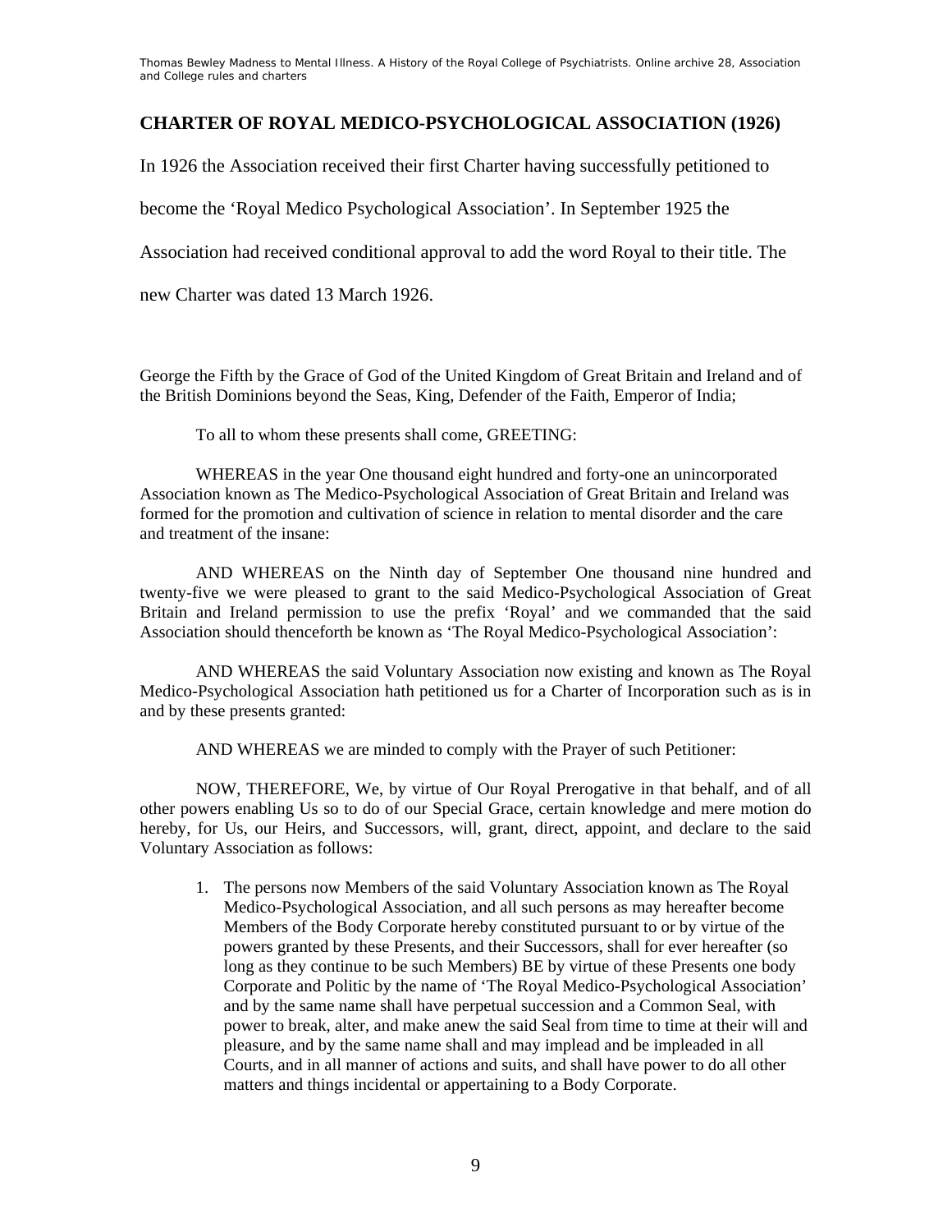## CHARTER OF ROYAL MEDICO-PSYCHOLOGICAL ASSOCIATION (1926)

In 1926 the Association received their first Charter having successfully petitioned to become the 'Royal Medico Psychological Association'. In September 1925 the Association had received conditional approval to add the word Royal to their title. The new Charter was dated 13 March 1926.

George the Fifth by the Grace of God of the United Kingdom of Great Britain and Ireland and of the British Dominions beyond the Seas, King, Defender of the Faith, Emperor of India;

To all to whom these presents shall come, GREETING:

WHEREAS in the year One thousand eight hundred and forty-one an unincorporated Association known as The Medico-Psychological Association of Great Britain and Ireland was formed for the promotion and cultivation of science in relation to mental disorder and the care and treatment of the insane:

AND WHEREAS on the Ninth day of September One thousand nine hundred and twenty-five we were pleased to grant to the said Medico-Psychological Association of Great Britain and Ireland permission to use the prefix 'Royal' and we commanded that the said Association should thenceforth be known as 'The Royal Medico-Psychological Association':

AND WHEREAS the said Voluntary Association now existing and known as The Royal Medico-Psychological Association hath petitioned us for a Charter of Incorporation such as is in and by these presents granted:

AND WHEREAS we are minded to comply with the Prayer of such Petitioner:

NOW, THEREFORE, We, by virtue of Our Royal Prerogative in that behalf, and of all other powers enabling Us so to do of our Special Grace, certain knowledge and mere motion do hereby, for Us, our Heirs, and Successors, will, grant, direct, appoint, and declare to the said Voluntary Association as follows:

1. The persons now Members of the said Voluntary Association known as The Royal Medico-Psychological Association, and all such persons as may hereafter become Members of the Body Corporate hereby constituted pursuant to or by virtue of the powers granted by these Presents, and their Successors, shall for ever hereafter (so long as they continue to be such Members) BE by virtue of these Presents one body Corporate and Politic by the name of 'The Royal Medico-Psychological Association' and by the same name shall have perpetual succession and a Common Seal, with power to break, alter, and make anew the said Seal from time to time at their will and pleasure, and by the same name shall and may implead and be impleaded in all Courts, and in all manner of actions and suits, and shall have power to do all other matters and things incidental or appertaining to a Body Corporate.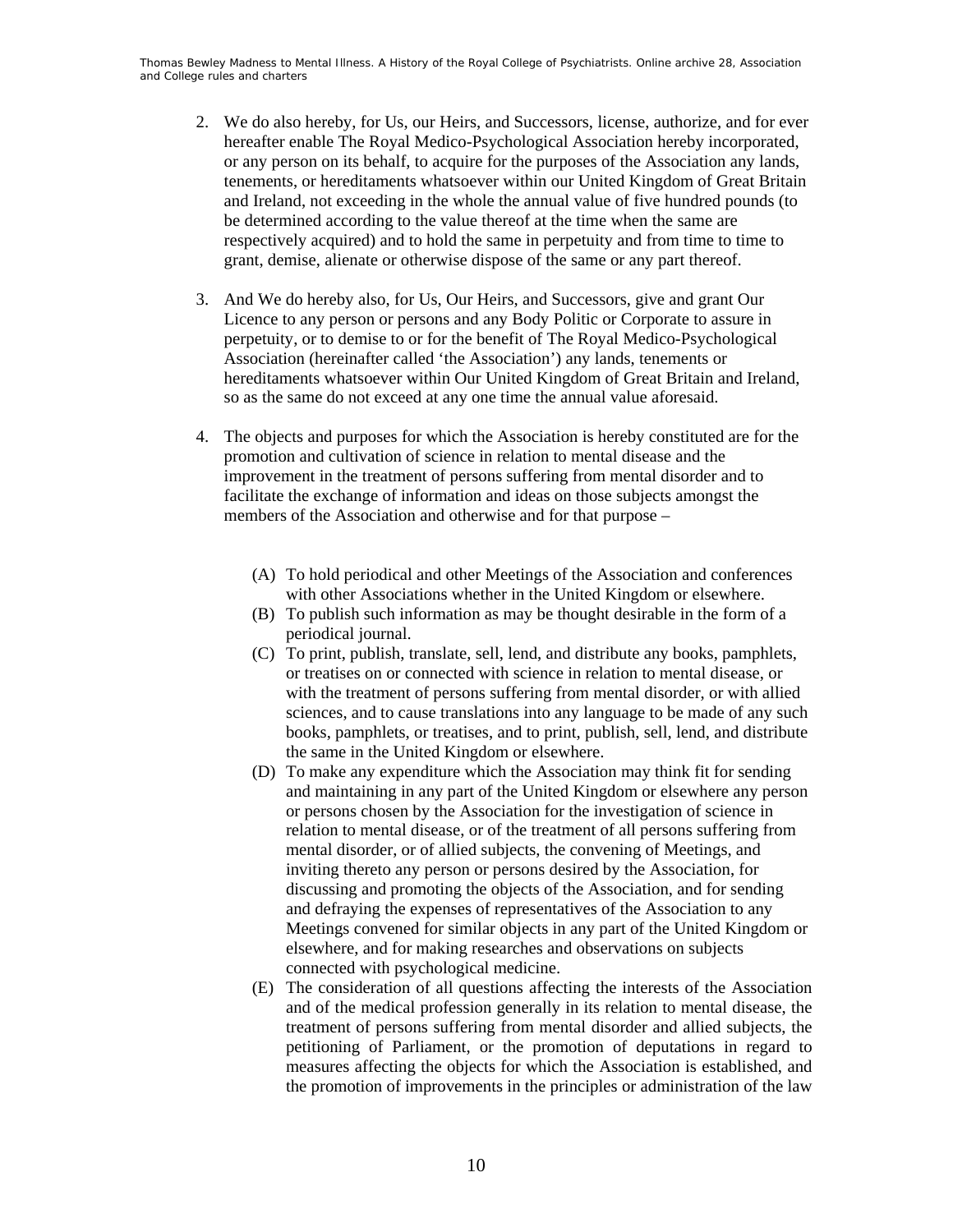2. We do also hereby, for Us, our Heirs, and Successors, license, authorize, and for ever hereafter enable The Royal Medico-Psychological Association hereby incorporated, or any person on its behalf, to acquire for the purposes of the Association any lands, tenements, or hereditaments whatsoever within our United Kingdom of Great Britain and Ireland, not exceeding in the whole the annual value of five hundred pounds (to be determined according to the value thereof at the time when the same are respectively acquired) and to hold the same in perpetuity and from time to time to grant, demise, alienate or otherwise dispose of the same or any part thereof.

3. And We do hereby also, for Us, Our Heirs, and Successors, give and grant Our Licence to any person or persons and any Body Politic or Corporate to assure in perpetuity, or to demise to or for the benefit of The Royal Medico-Psychological Association (hereinafter called 'the Association') any lands, tenements or hereditaments whatsoever within Our United Kingdom of Great Britain and Ireland, so as the same do not exceed at any one time the annual value aforesaid.

4. The objects and purposes for which the Association is hereby constituted are for the promotion and cultivation of science in relation to mental disease and the improvement in the treatment of persons suffering from mental disorder and to facilitate the exchange of information and ideas on those subjects amongst the members of the Association and otherwise and for that purpose –

   (A) To hold periodical and other Meetings of the Association and conferences with other Associations whether in the United Kingdom or elsewhere.
   (B) To publish such information as may be thought desirable in the form of a periodical journal.
   (C) To print, publish, translate, sell, lend, and distribute any books, pamphlets, or treatises on or connected with science in relation to mental disease, or with the treatment of persons suffering from mental disorder, or with allied sciences, and to cause translations into any language to be made of any such books, pamphlets, or treatises, and to print, publish, sell, lend, and distribute the same in the United Kingdom or elsewhere.
   (D) To make any expenditure which the Association may think fit for sending and maintaining in any part of the United Kingdom or elsewhere any person or persons chosen by the Association for the investigation of science in relation to mental disease, or of the treatment of all persons suffering from mental disorder, or of allied subjects, the convening of Meetings, and inviting thereto any person or persons desired by the Association, for discussing and promoting the objects of the Association, and for sending and defraying the expenses of representatives of the Association to any Meetings convened for similar objects in any part of the United Kingdom or elsewhere, and for making researches and observations on subjects connected with psychological medicine.
   (E) The consideration of all questions affecting the interests of the Association and of the medical profession generally in its relation to mental disease, the treatment of persons suffering from mental disorder and allied subjects, the petitioning of Parliament, or the promotion of deputations in regard to measures affecting the objects for which the Association is established, and the promotion of improvements in the principles or administration of the law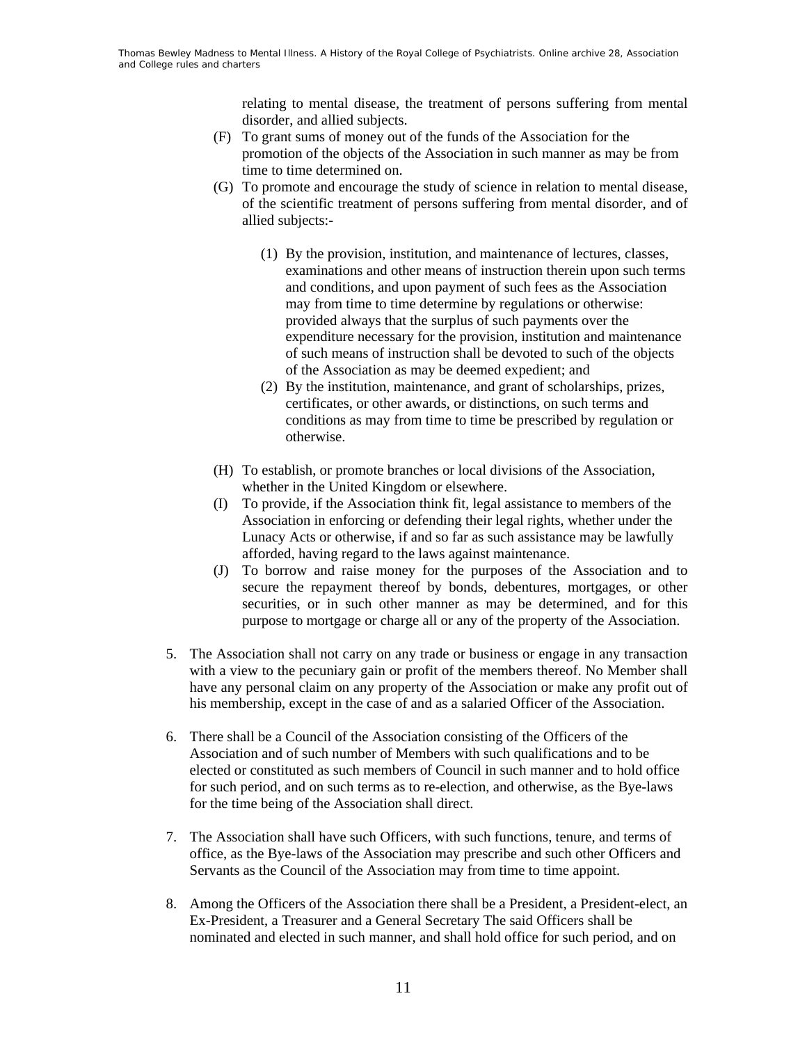relating to mental disease, the treatment of persons suffering from mental disorder, and allied subjects.

(F) To grant sums of money out of the funds of the Association for the promotion of the objects of the Association in such manner as may be from time to time determined on.

(G) To promote and encourage the study of science in relation to mental disease, of the scientific treatment of persons suffering from mental disorder, and of allied subjects:-

(1) By the provision, institution, and maintenance of lectures, classes, examinations and other means of instruction therein upon such terms and conditions, and upon payment of such fees as the Association may from time to time determine by regulations or otherwise: provided always that the surplus of such payments over the expenditure necessary for the provision, institution and maintenance of such means of instruction shall be devoted to such of the objects of the Association as may be deemed expedient; and

(2) By the institution, maintenance, and grant of scholarships, prizes, certificates, or other awards, or distinctions, on such terms and conditions as may from time to time be prescribed by regulation or otherwise.

(H) To establish, or promote branches or local divisions of the Association, whether in the United Kingdom or elsewhere.

(I) To provide, if the Association think fit, legal assistance to members of the Association in enforcing or defending their legal rights, whether under the Lunacy Acts or otherwise, if and so far as such assistance may be lawfully afforded, having regard to the laws against maintenance.

(J) To borrow and raise money for the purposes of the Association and to secure the repayment thereof by bonds, debentures, mortgages, or other securities, or in such other manner as may be determined, and for this purpose to mortgage or charge all or any of the property of the Association.

5. The Association shall not carry on any trade or business or engage in any transaction with a view to the pecuniary gain or profit of the members thereof. No Member shall have any personal claim on any property of the Association or make any profit out of his membership, except in the case of and as a salaried Officer of the Association.

6. There shall be a Council of the Association consisting of the Officers of the Association and of such number of Members with such qualifications and to be elected or constituted as such members of Council in such manner and to hold office for such period, and on such terms as to re-election, and otherwise, as the Bye-laws for the time being of the Association shall direct.

7. The Association shall have such Officers, with such functions, tenure, and terms of office, as the Bye-laws of the Association may prescribe and such other Officers and Servants as the Council of the Association may from time to time appoint.

8. Among the Officers of the Association there shall be a President, a President-elect, an Ex-President, a Treasurer and a General Secretary The said Officers shall be nominated and elected in such manner, and shall hold office for such period, and on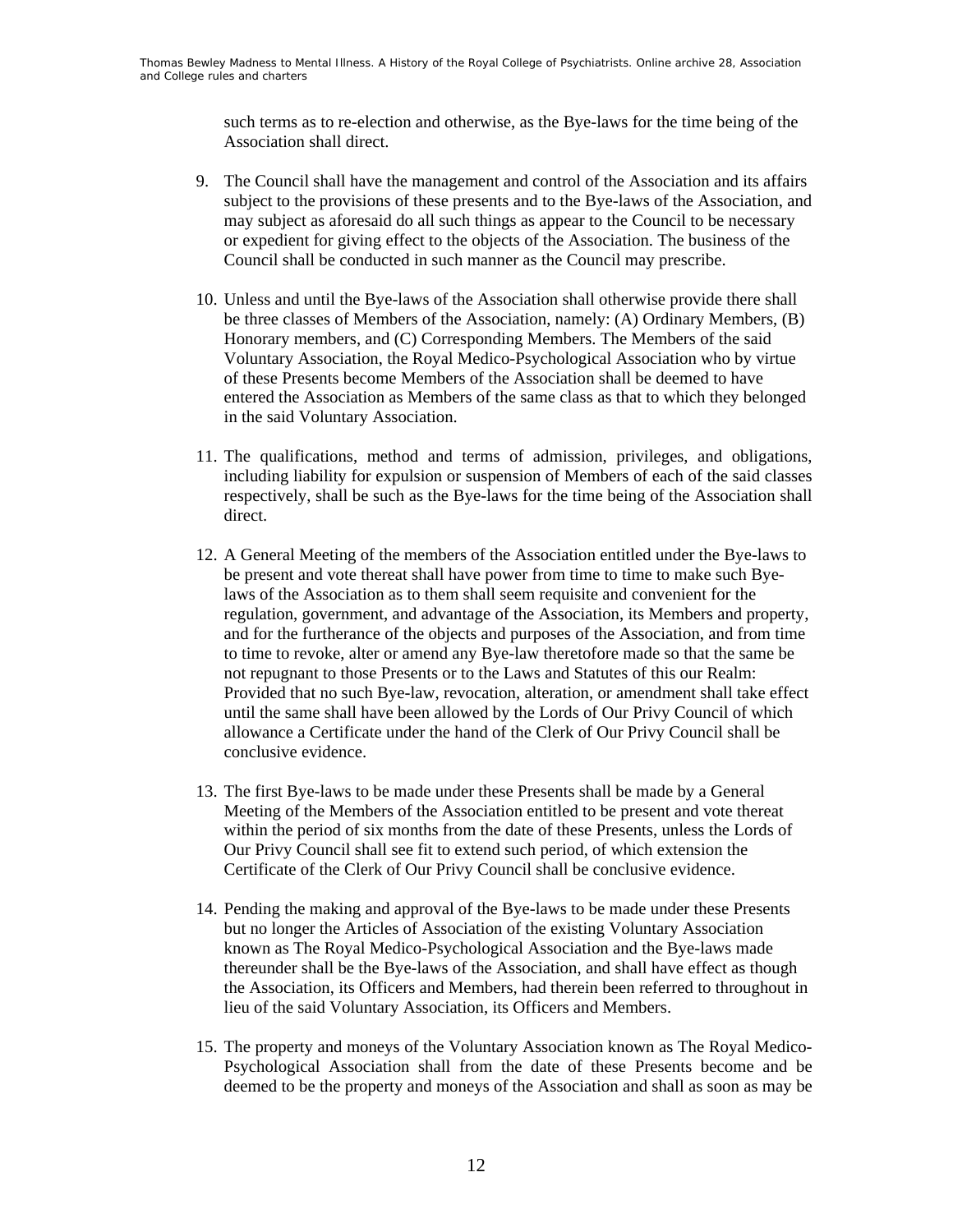such terms as to re-election and otherwise, as the Bye-laws for the time being of the Association shall direct.

9. The Council shall have the management and control of the Association and its affairs subject to the provisions of these presents and to the Bye-laws of the Association, and may subject as aforesaid do all such things as appear to the Council to be necessary or expedient for giving effect to the objects of the Association. The business of the Council shall be conducted in such manner as the Council may prescribe.

10. Unless and until the Bye-laws of the Association shall otherwise provide there shall be three classes of Members of the Association, namely: (A) Ordinary Members, (B) Honorary members, and (C) Corresponding Members. The Members of the said Voluntary Association, the Royal Medico-Psychological Association who by virtue of these Presents become Members of the Association shall be deemed to have entered the Association as Members of the same class as that to which they belonged in the said Voluntary Association.

11. The qualifications, method and terms of admission, privileges, and obligations, including liability for expulsion or suspension of Members of each of the said classes respectively, shall be such as the Bye-laws for the time being of the Association shall direct.

12. A General Meeting of the members of the Association entitled under the Bye-laws to be present and vote thereat shall have power from time to time to make such Bye-laws of the Association as to them shall seem requisite and convenient for the regulation, government, and advantage of the Association, its Members and property, and for the furtherance of the objects and purposes of the Association, and from time to time to revoke, alter or amend any Bye-law theretofore made so that the same be not repugnant to those Presents or to the Laws and Statutes of this our Realm: Provided that no such Bye-law, revocation, alteration, or amendment shall take effect until the same shall have been allowed by the Lords of Our Privy Council of which allowance a Certificate under the hand of the Clerk of Our Privy Council shall be conclusive evidence.

13. The first Bye-laws to be made under these Presents shall be made by a General Meeting of the Members of the Association entitled to be present and vote thereat within the period of six months from the date of these Presents, unless the Lords of Our Privy Council shall see fit to extend such period, of which extension the Certificate of the Clerk of Our Privy Council shall be conclusive evidence.

14. Pending the making and approval of the Bye-laws to be made under these Presents but no longer the Articles of Association of the existing Voluntary Association known as The Royal Medico-Psychological Association and the Bye-laws made thereunder shall be the Bye-laws of the Association, and shall have effect as though the Association, its Officers and Members, had therein been referred to throughout in lieu of the said Voluntary Association, its Officers and Members.

15. The property and moneys of the Voluntary Association known as The Royal Medico-Psychological Association shall from the date of these Presents become and be deemed to be the property and moneys of the Association and shall as soon as may be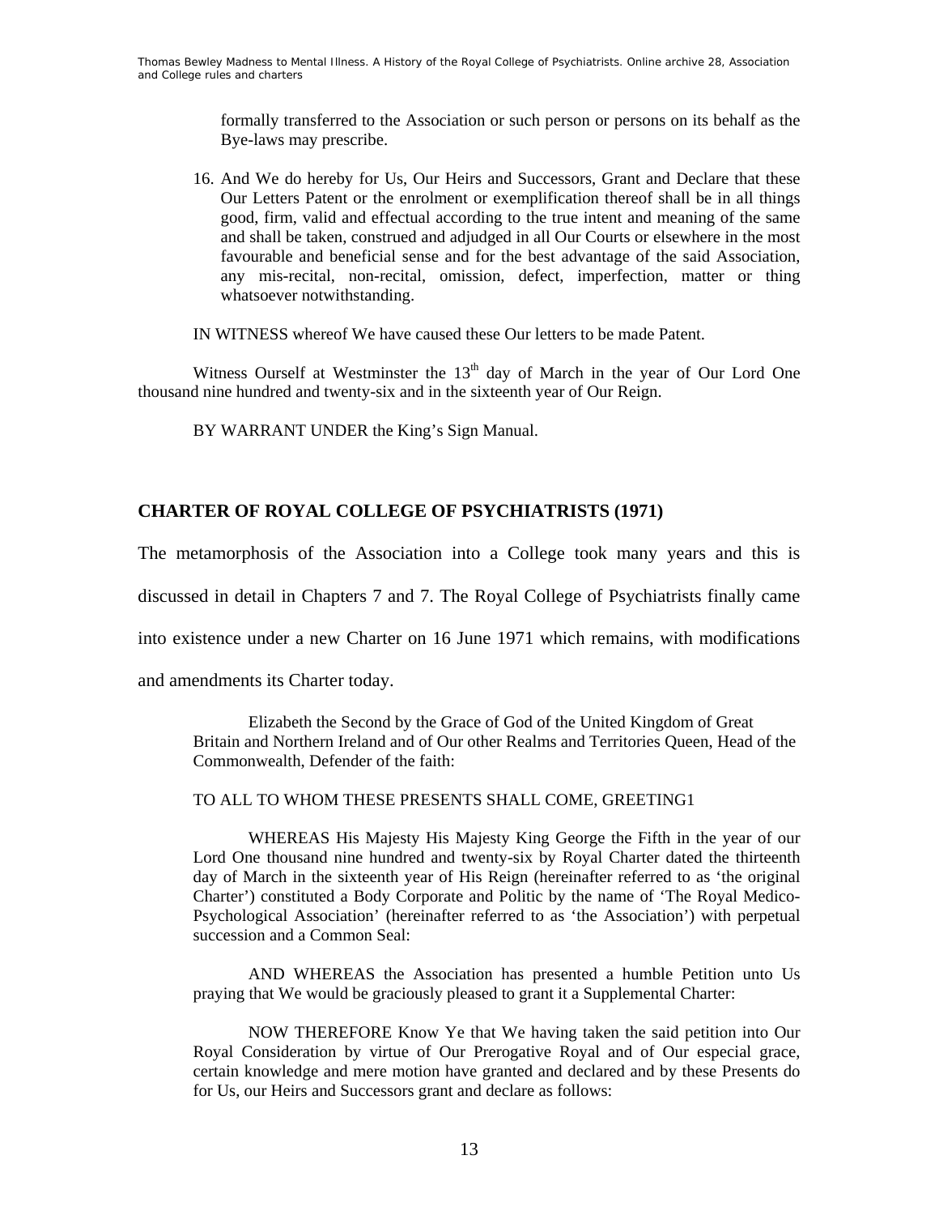formally transferred to the Association or such person or persons on its behalf as the Bye-laws may prescribe.

16. And We do hereby for Us, Our Heirs and Successors, Grant and Declare that these Our Letters Patent or the enrolment or exemplification thereof shall be in all things good, firm, valid and effectual according to the true intent and meaning of the same and shall be taken, construed and adjudged in all Our Courts or elsewhere in the most favourable and beneficial sense and for the best advantage of the said Association, any mis-recital, non-recital, omission, defect, imperfection, matter or thing whatsoever notwithstanding.

IN WITNESS whereof We have caused these Our letters to be made Patent.

Witness Ourself at Westminster the 13th day of March in the year of Our Lord One thousand nine hundred and twenty-six and in the sixteenth year of Our Reign.

BY WARRANT UNDER the King's Sign Manual.

## CHARTER OF ROYAL COLLEGE OF PSYCHIATRISTS (1971)

The metamorphosis of the Association into a College took many years and this is discussed in detail in Chapters 7 and 7. The Royal College of Psychiatrists finally came into existence under a new Charter on 16 June 1971 which remains, with modifications and amendments its Charter today.

Elizabeth the Second by the Grace of God of the United Kingdom of Great Britain and Northern Ireland and of Our other Realms and Territories Queen, Head of the Commonwealth, Defender of the faith:

TO ALL TO WHOM THESE PRESENTS SHALL COME, GREETING1

WHEREAS His Majesty His Majesty King George the Fifth in the year of our Lord One thousand nine hundred and twenty-six by Royal Charter dated the thirteenth day of March in the sixteenth year of His Reign (hereinafter referred to as 'the original Charter') constituted a Body Corporate and Politic by the name of 'The Royal Medico-Psychological Association' (hereinafter referred to as 'the Association') with perpetual succession and a Common Seal:

AND WHEREAS the Association has presented a humble Petition unto Us praying that We would be graciously pleased to grant it a Supplemental Charter:

NOW THEREFORE Know Ye that We having taken the said petition into Our Royal Consideration by virtue of Our Prerogative Royal and of Our especial grace, certain knowledge and mere motion have granted and declared and by these Presents do for Us, our Heirs and Successors grant and declare as follows: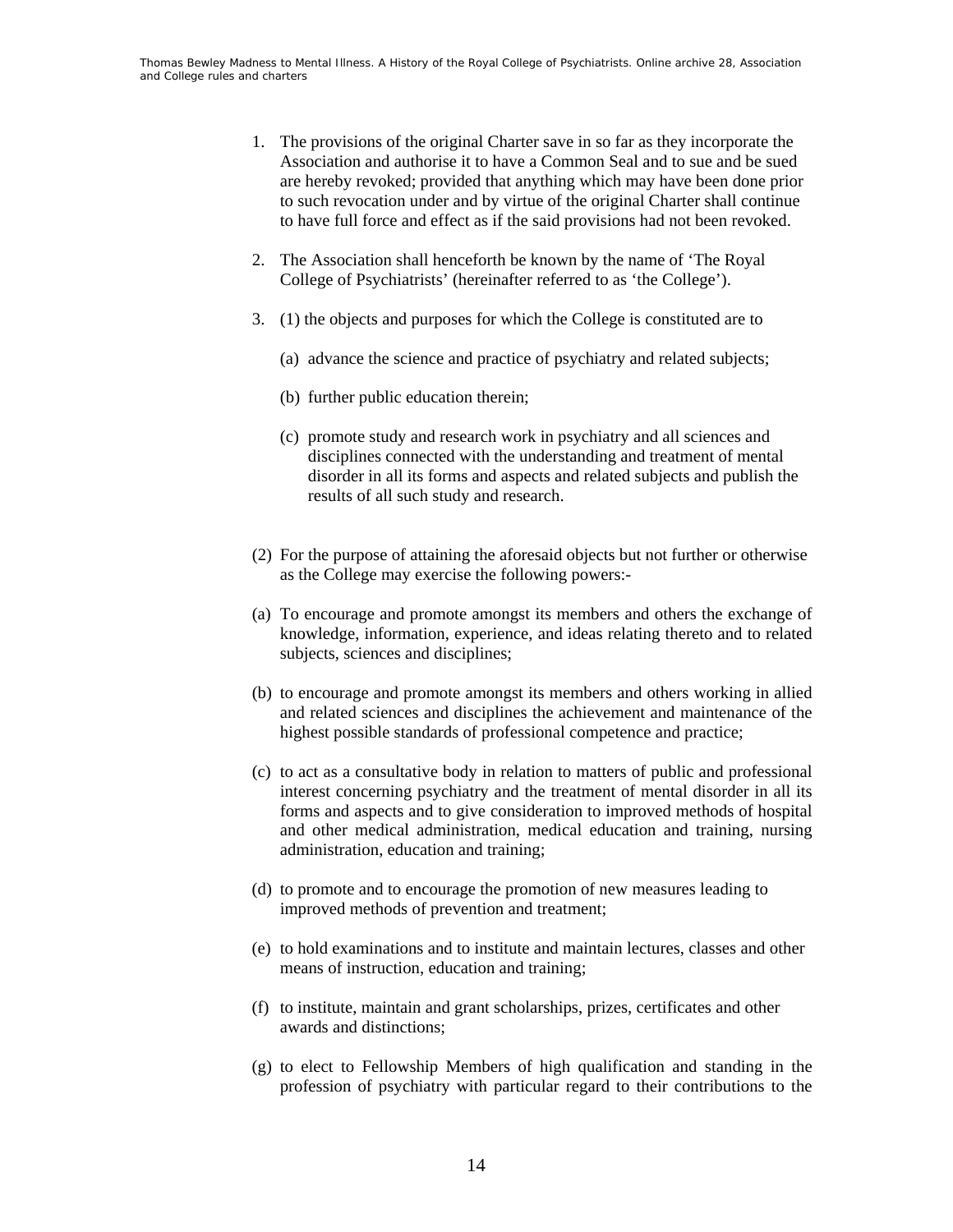1. The provisions of the original Charter save in so far as they incorporate the Association and authorise it to have a Common Seal and to sue and be sued are hereby revoked; provided that anything which may have been done prior to such revocation under and by virtue of the original Charter shall continue to have full force and effect as if the said provisions had not been revoked.

2. The Association shall henceforth be known by the name of 'The Royal College of Psychiatrists' (hereinafter referred to as 'the College').

3. (1) the objects and purposes for which the College is constituted are to

   (a) advance the science and practice of psychiatry and related subjects;

   (b) further public education therein;

   (c) promote study and research work in psychiatry and all sciences and disciplines connected with the understanding and treatment of mental disorder in all its forms and aspects and related subjects and publish the results of all such study and research.

(2) For the purpose of attaining the aforesaid objects but not further or otherwise as the College may exercise the following powers:-

(a) To encourage and promote amongst its members and others the exchange of knowledge, information, experience, and ideas relating thereto and to related subjects, sciences and disciplines;

(b) to encourage and promote amongst its members and others working in allied and related sciences and disciplines the achievement and maintenance of the highest possible standards of professional competence and practice;

(c) to act as a consultative body in relation to matters of public and professional interest concerning psychiatry and the treatment of mental disorder in all its forms and aspects and to give consideration to improved methods of hospital and other medical administration, medical education and training, nursing administration, education and training;

(d) to promote and to encourage the promotion of new measures leading to improved methods of prevention and treatment;

(e) to hold examinations and to institute and maintain lectures, classes and other means of instruction, education and training;

(f) to institute, maintain and grant scholarships, prizes, certificates and other awards and distinctions;

(g) to elect to Fellowship Members of high qualification and standing in the profession of psychiatry with particular regard to their contributions to the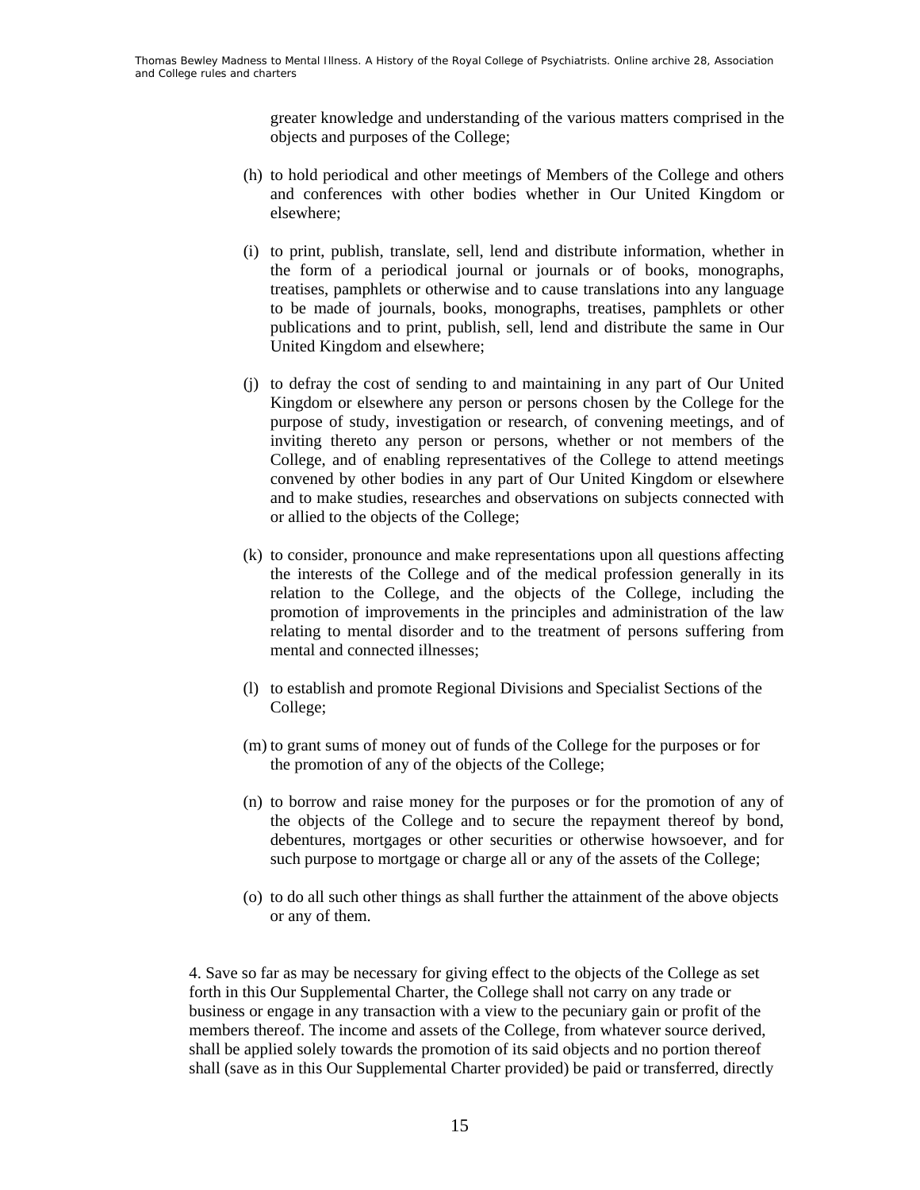greater knowledge and understanding of the various matters comprised in the objects and purposes of the College;

(h) to hold periodical and other meetings of Members of the College and others and conferences with other bodies whether in Our United Kingdom or elsewhere;

(i) to print, publish, translate, sell, lend and distribute information, whether in the form of a periodical journal or journals or of books, monographs, treatises, pamphlets or otherwise and to cause translations into any language to be made of journals, books, monographs, treatises, pamphlets or other publications and to print, publish, sell, lend and distribute the same in Our United Kingdom and elsewhere;

(j) to defray the cost of sending to and maintaining in any part of Our United Kingdom or elsewhere any person or persons chosen by the College for the purpose of study, investigation or research, of convening meetings, and of inviting thereto any person or persons, whether or not members of the College, and of enabling representatives of the College to attend meetings convened by other bodies in any part of Our United Kingdom or elsewhere and to make studies, researches and observations on subjects connected with or allied to the objects of the College;

(k) to consider, pronounce and make representations upon all questions affecting the interests of the College and of the medical profession generally in its relation to the College, and the objects of the College, including the promotion of improvements in the principles and administration of the law relating to mental disorder and to the treatment of persons suffering from mental and connected illnesses;

(l) to establish and promote Regional Divisions and Specialist Sections of the College;

(m) to grant sums of money out of funds of the College for the purposes or for the promotion of any of the objects of the College;

(n) to borrow and raise money for the purposes or for the promotion of any of the objects of the College and to secure the repayment thereof by bond, debentures, mortgages or other securities or otherwise howsoever, and for such purpose to mortgage or charge all or any of the assets of the College;

(o) to do all such other things as shall further the attainment of the above objects or any of them.

4. Save so far as may be necessary for giving effect to the objects of the College as set forth in this Our Supplemental Charter, the College shall not carry on any trade or business or engage in any transaction with a view to the pecuniary gain or profit of the members thereof. The income and assets of the College, from whatever source derived, shall be applied solely towards the promotion of its said objects and no portion thereof shall (save as in this Our Supplemental Charter provided) be paid or transferred, directly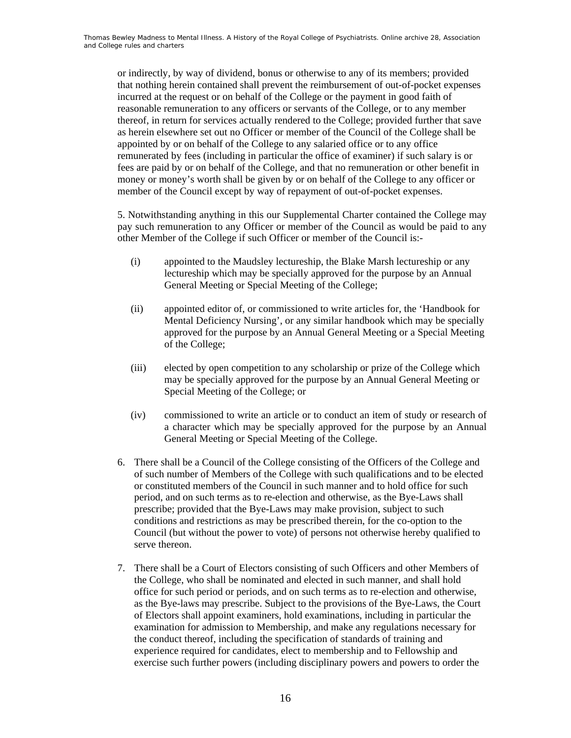or indirectly, by way of dividend, bonus or otherwise to any of its members; provided that nothing herein contained shall prevent the reimbursement of out-of-pocket expenses incurred at the request or on behalf of the College or the payment in good faith of reasonable remuneration to any officers or servants of the College, or to any member thereof, in return for services actually rendered to the College; provided further that save as herein elsewhere set out no Officer or member of the Council of the College shall be appointed by or on behalf of the College to any salaried office or to any office remunerated by fees (including in particular the office of examiner) if such salary is or fees are paid by or on behalf of the College, and that no remuneration or other benefit in money or money's worth shall be given by or on behalf of the College to any officer or member of the Council except by way of repayment of out-of-pocket expenses.

5. Notwithstanding anything in this our Supplemental Charter contained the College may pay such remuneration to any Officer or member of the Council as would be paid to any other Member of the College if such Officer or member of the Council is:-

(i) appointed to the Maudsley lectureship, the Blake Marsh lectureship or any lectureship which may be specially approved for the purpose by an Annual General Meeting or Special Meeting of the College;

(ii) appointed editor of, or commissioned to write articles for, the 'Handbook for Mental Deficiency Nursing', or any similar handbook which may be specially approved for the purpose by an Annual General Meeting or a Special Meeting of the College;

(iii) elected by open competition to any scholarship or prize of the College which may be specially approved for the purpose by an Annual General Meeting or Special Meeting of the College; or

(iv) commissioned to write an article or to conduct an item of study or research of a character which may be specially approved for the purpose by an Annual General Meeting or Special Meeting of the College.

6. There shall be a Council of the College consisting of the Officers of the College and of such number of Members of the College with such qualifications and to be elected or constituted members of the Council in such manner and to hold office for such period, and on such terms as to re-election and otherwise, as the Bye-Laws shall prescribe; provided that the Bye-Laws may make provision, subject to such conditions and restrictions as may be prescribed therein, for the co-option to the Council (but without the power to vote) of persons not otherwise hereby qualified to serve thereon.

7. There shall be a Court of Electors consisting of such Officers and other Members of the College, who shall be nominated and elected in such manner, and shall hold office for such period or periods, and on such terms as to re-election and otherwise, as the Bye-laws may prescribe. Subject to the provisions of the Bye-Laws, the Court of Electors shall appoint examiners, hold examinations, including in particular the examination for admission to Membership, and make any regulations necessary for the conduct thereof, including the specification of standards of training and experience required for candidates, elect to membership and to Fellowship and exercise such further powers (including disciplinary powers and powers to order the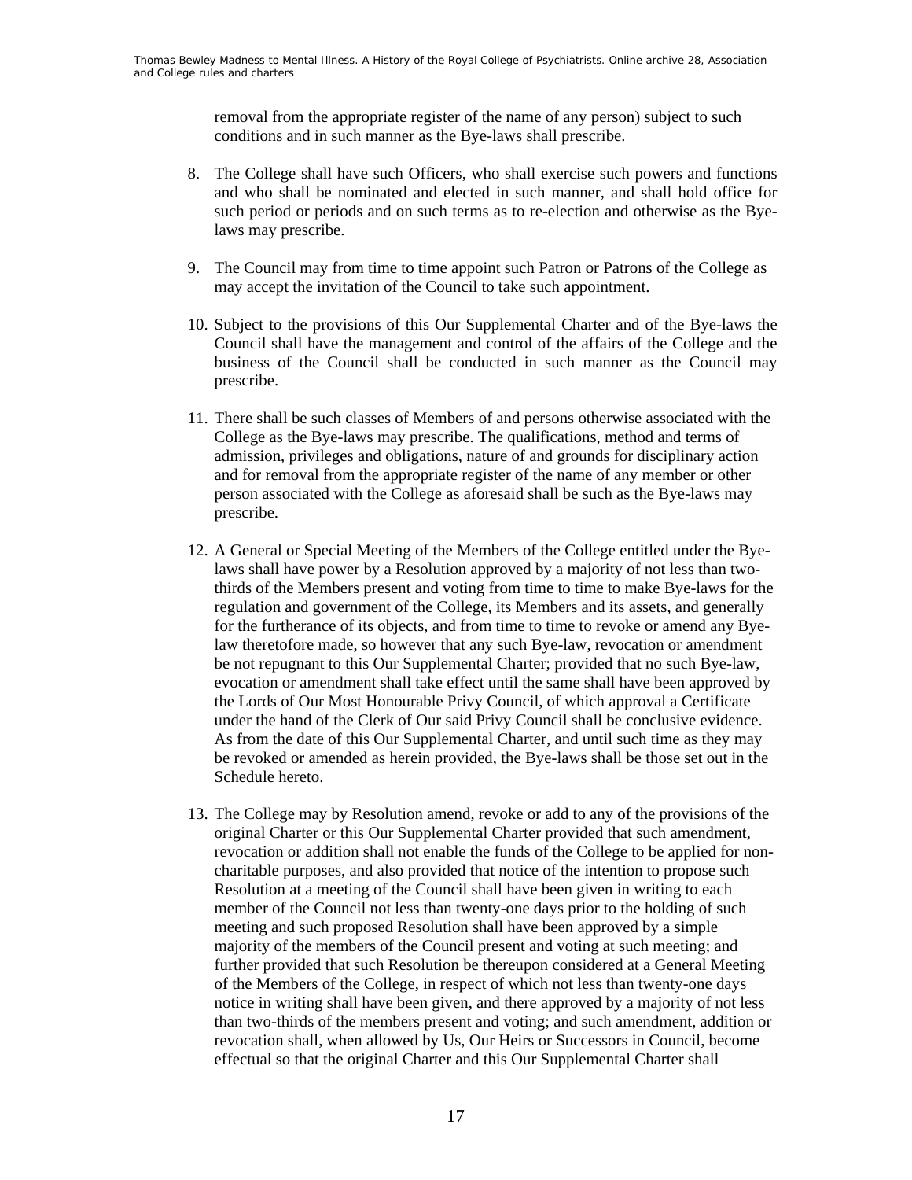removal from the appropriate register of the name of any person) subject to such conditions and in such manner as the Bye-laws shall prescribe.

8. The College shall have such Officers, who shall exercise such powers and functions and who shall be nominated and elected in such manner, and shall hold office for such period or periods and on such terms as to re-election and otherwise as the Bye-laws may prescribe.

9. The Council may from time to time appoint such Patron or Patrons of the College as may accept the invitation of the Council to take such appointment.

10. Subject to the provisions of this Our Supplemental Charter and of the Bye-laws the Council shall have the management and control of the affairs of the College and the business of the Council shall be conducted in such manner as the Council may prescribe.

11. There shall be such classes of Members of and persons otherwise associated with the College as the Bye-laws may prescribe. The qualifications, method and terms of admission, privileges and obligations, nature of and grounds for disciplinary action and for removal from the appropriate register of the name of any member or other person associated with the College as aforesaid shall be such as the Bye-laws may prescribe.

12. A General or Special Meeting of the Members of the College entitled under the Bye-laws shall have power by a Resolution approved by a majority of not less than two-thirds of the Members present and voting from time to time to make Bye-laws for the regulation and government of the College, its Members and its assets, and generally for the furtherance of its objects, and from time to time to revoke or amend any Bye-law theretofore made, so however that any such Bye-law, revocation or amendment be not repugnant to this Our Supplemental Charter; provided that no such Bye-law, evocation or amendment shall take effect until the same shall have been approved by the Lords of Our Most Honourable Privy Council, of which approval a Certificate under the hand of the Clerk of Our said Privy Council shall be conclusive evidence. As from the date of this Our Supplemental Charter, and until such time as they may be revoked or amended as herein provided, the Bye-laws shall be those set out in the Schedule hereto.

13. The College may by Resolution amend, revoke or add to any of the provisions of the original Charter or this Our Supplemental Charter provided that such amendment, revocation or addition shall not enable the funds of the College to be applied for non-charitable purposes, and also provided that notice of the intention to propose such Resolution at a meeting of the Council shall have been given in writing to each member of the Council not less than twenty-one days prior to the holding of such meeting and such proposed Resolution shall have been approved by a simple majority of the members of the Council present and voting at such meeting; and further provided that such Resolution be thereupon considered at a General Meeting of the Members of the College, in respect of which not less than twenty-one days notice in writing shall have been given, and there approved by a majority of not less than two-thirds of the members present and voting; and such amendment, addition or revocation shall, when allowed by Us, Our Heirs or Successors in Council, become effectual so that the original Charter and this Our Supplemental Charter shall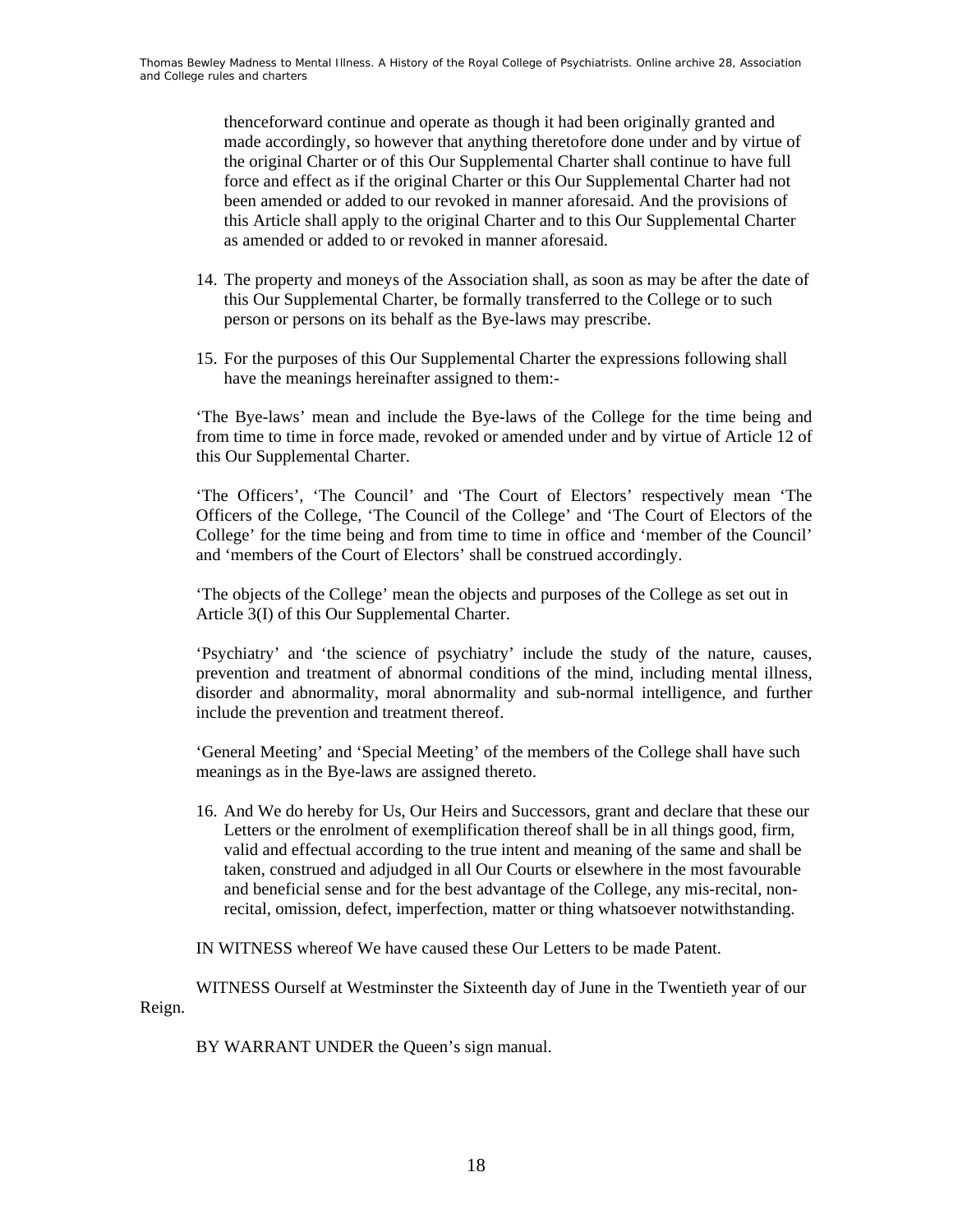thenceforward continue and operate as though it had been originally granted and made accordingly, so however that anything theretofore done under and by virtue of the original Charter or of this Our Supplemental Charter shall continue to have full force and effect as if the original Charter or this Our Supplemental Charter had not been amended or added to our revoked in manner aforesaid. And the provisions of this Article shall apply to the original Charter and to this Our Supplemental Charter as amended or added to or revoked in manner aforesaid.

14. The property and moneys of the Association shall, as soon as may be after the date of this Our Supplemental Charter, be formally transferred to the College or to such person or persons on its behalf as the Bye-laws may prescribe.

15. For the purposes of this Our Supplemental Charter the expressions following shall have the meanings hereinafter assigned to them:-

'The Bye-laws' mean and include the Bye-laws of the College for the time being and from time to time in force made, revoked or amended under and by virtue of Article 12 of this Our Supplemental Charter.

'The Officers', 'The Council' and 'The Court of Electors' respectively mean 'The Officers of the College, 'The Council of the College' and 'The Court of Electors of the College' for the time being and from time to time in office and 'member of the Council' and 'members of the Court of Electors' shall be construed accordingly.

'The objects of the College' mean the objects and purposes of the College as set out in Article 3(I) of this Our Supplemental Charter.

'Psychiatry' and 'the science of psychiatry' include the study of the nature, causes, prevention and treatment of abnormal conditions of the mind, including mental illness, disorder and abnormality, moral abnormality and sub-normal intelligence, and further include the prevention and treatment thereof.

'General Meeting' and 'Special Meeting' of the members of the College shall have such meanings as in the Bye-laws are assigned thereto.

16. And We do hereby for Us, Our Heirs and Successors, grant and declare that these our Letters or the enrolment of exemplification thereof shall be in all things good, firm, valid and effectual according to the true intent and meaning of the same and shall be taken, construed and adjudged in all Our Courts or elsewhere in the most favourable and beneficial sense and for the best advantage of the College, any mis-recital, non-recital, omission, defect, imperfection, matter or thing whatsoever notwithstanding.

IN WITNESS whereof We have caused these Our Letters to be made Patent.

WITNESS Ourself at Westminster the Sixteenth day of June in the Twentieth year of our Reign.

BY WARRANT UNDER the Queen's sign manual.